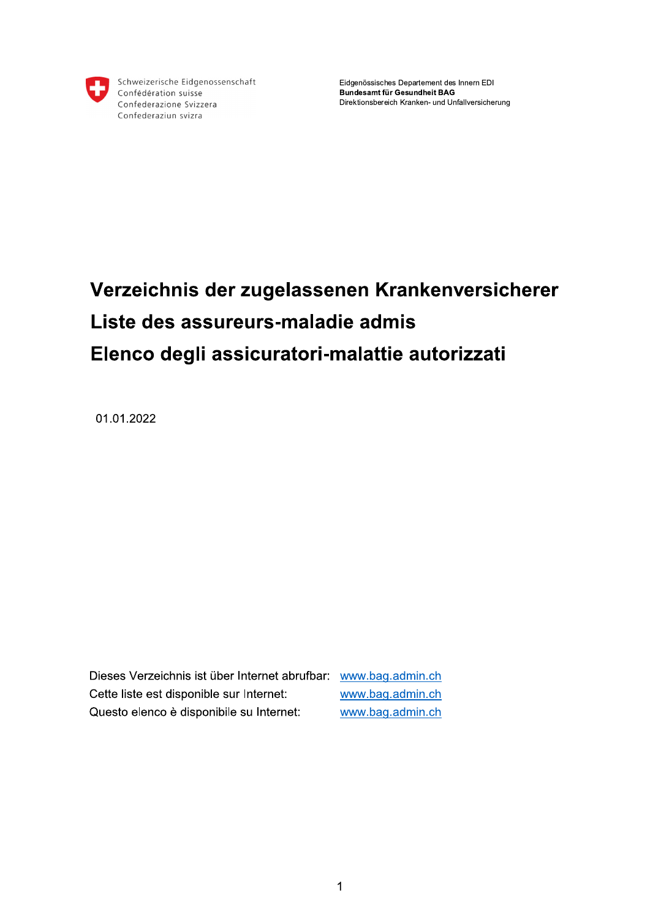Schweizerische Eidgenossenschaft
Confédération suisse
Confederazione Svizzera
Confederaziun svizra

Eidgenössisches Departement des Innern EDI
**Bundesamt für Gesundheit BAG**
Direktionsbereich Kranken- und Unfallversicherung

# Verzeichnis der zugelassenen Krankenversicherer

# Liste des assureurs-maladie admis

# Elenco degli assicuratori-malattie autorizzati

01.01.2022

Dieses Verzeichnis ist über Internet abrufbar: www.bag.admin.ch
Cette liste est disponible sur Internet: www.bag.admin.ch
Questo elenco è disponibile su Internet: www.bag.admin.ch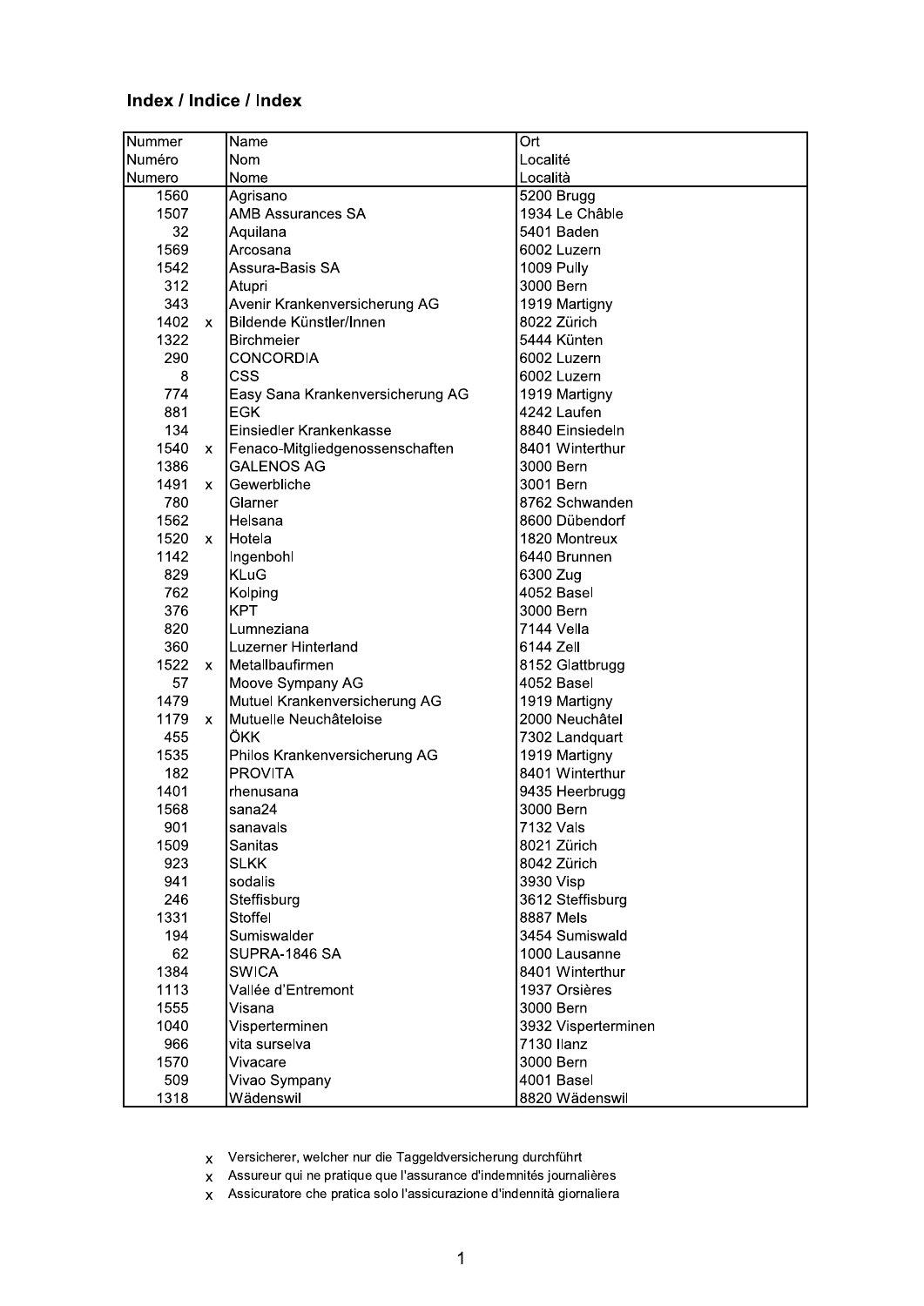## Index / Indice / Index

| Nummer<br>Numéro<br>Numero | | Name<br>Nom<br>Nome | Ort<br>Localité<br>Località |
|---|---|---|---|
| 1560 | | Agrisano | 5200 Brugg |
| 1507 | | AMB Assurances SA | 1934 Le Châble |
| 32 | | Aquilana | 5401 Baden |
| 1569 | | Arcosana | 6002 Luzern |
| 1542 | | Assura-Basis SA | 1009 Pully |
| 312 | | Atupri | 3000 Bern |
| 343 | | Avenir Krankenversicherung AG | 1919 Martigny |
| 1402 | x | Bildende Künstler/Innen | 8022 Zürich |
| 1322 | | Birchmeier | 5444 Künten |
| 290 | | CONCORDIA | 6002 Luzern |
| 8 | | CSS | 6002 Luzern |
| 774 | | Easy Sana Krankenversicherung AG | 1919 Martigny |
| 881 | | EGK | 4242 Laufen |
| 134 | | Einsiedler Krankenkasse | 8840 Einsiedeln |
| 1540 | x | Fenaco-Mitgliedgenossenschaften | 8401 Winterthur |
| 1386 | | GALENOS AG | 3000 Bern |
| 1491 | x | Gewerbliche | 3001 Bern |
| 780 | | Glarner | 8762 Schwanden |
| 1562 | | Helsana | 8600 Dübendorf |
| 1520 | x | Hotela | 1820 Montreux |
| 1142 | | Ingenbohl | 6440 Brunnen |
| 829 | | KLuG | 6300 Zug |
| 762 | | Kolping | 4052 Basel |
| 376 | | KPT | 3000 Bern |
| 820 | | Lumneziana | 7144 Vella |
| 360 | | Luzerner Hinterland | 6144 Zell |
| 1522 | x | Metallbaufirmen | 8152 Glattbrugg |
| 57 | | Moove Sympany AG | 4052 Basel |
| 1479 | | Mutuel Krankenversicherung AG | 1919 Martigny |
| 1179 | x | Mutuelle Neuchâteloise | 2000 Neuchâtel |
| 455 | | ÖKK | 7302 Landquart |
| 1535 | | Philos Krankenversicherung AG | 1919 Martigny |
| 182 | | PROVITA | 8401 Winterthur |
| 1401 | | rhenusana | 9435 Heerbrugg |
| 1568 | | sana24 | 3000 Bern |
| 901 | | sanavals | 7132 Vals |
| 1509 | | Sanitas | 8021 Zürich |
| 923 | | SLKK | 8042 Zürich |
| 941 | | sodalis | 3930 Visp |
| 246 | | Steffisburg | 3612 Steffisburg |
| 1331 | | Stoffel | 8887 Mels |
| 194 | | Sumiswalder | 3454 Sumiswald |
| 62 | | SUPRA-1846 SA | 1000 Lausanne |
| 1384 | | SWICA | 8401 Winterthur |
| 1113 | | Vallée d'Entremont | 1937 Orsières |
| 1555 | | Visana | 3000 Bern |
| 1040 | | Visperterminen | 3932 Visperterminen |
| 966 | | vita surselva | 7130 Ilanz |
| 1570 | | Vivacare | 3000 Bern |
| 509 | | Vivao Sympany | 4001 Basel |
| 1318 | | Wädenswil | 8820 Wädenswil |

x Versicherer, welcher nur die Taggeldversicherung durchführt

x Assureur qui ne pratique que l'assurance d'indemnités journalières

x Assicuratore che pratica solo l'assicurazione d'indennità giornaliera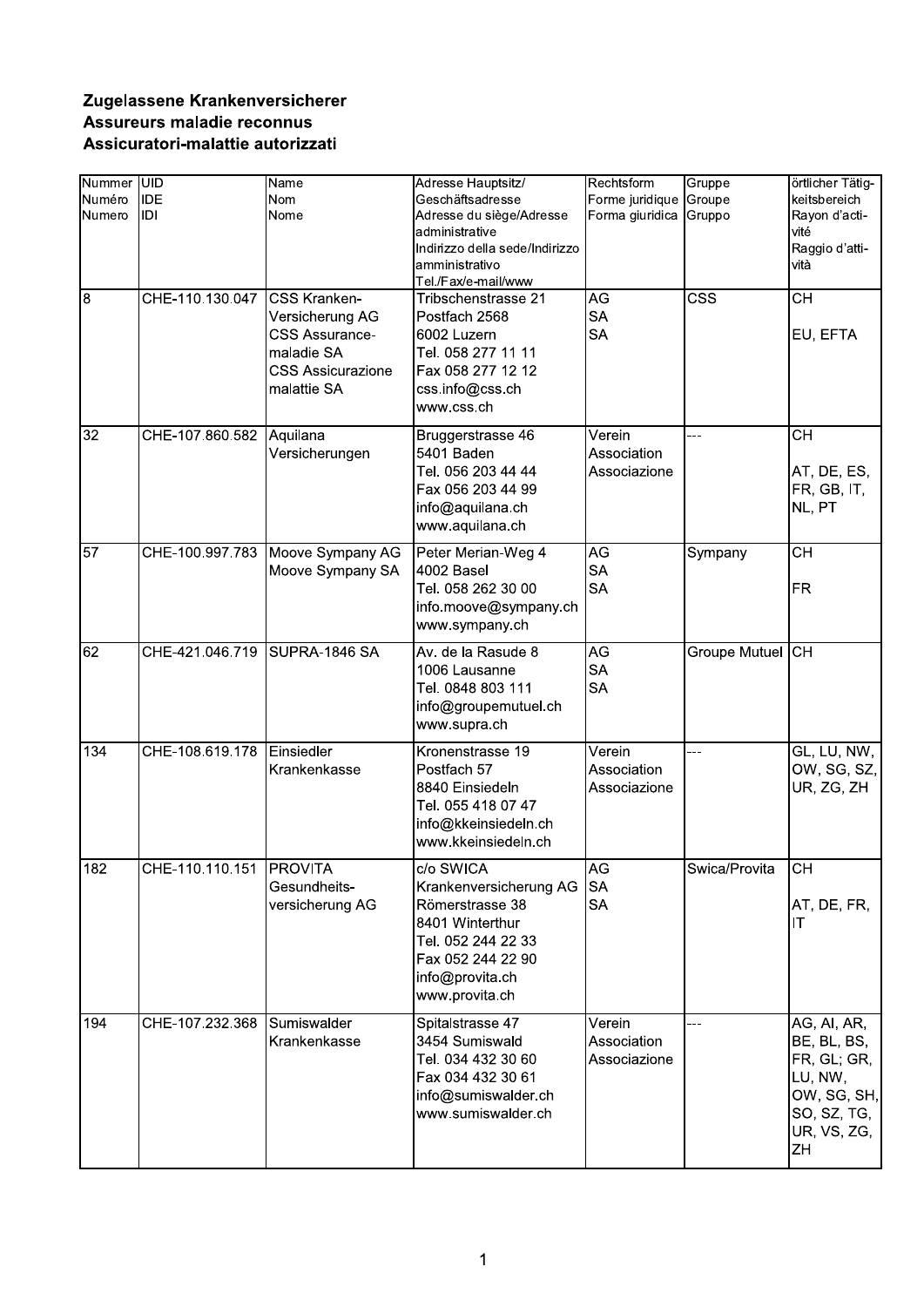**Zugelassene Krankenversicherer**
**Assureurs maladie reconnus**
**Assicuratori-malattie autorizzati**

| Nummer Numéro Numero | UID IDE IDI | Name Nom Nome | Adresse Hauptsitz/ Geschäftsadresse Adresse du siège/Adresse administrative Indirizzo della sede/Indirizzo amministrativo Tel./Fax/e-mail/www | Rechtsform Forme juridique Forma giuridica | Gruppe Groupe Gruppo | örtlicher Tätigkeitsbereich Rayon d'activité Raggio d'attività |
|---|---|---|---|---|---|---|
| 8 | CHE-110.130.047 | CSS Kranken-Versicherung AG<br>CSS Assurance-maladie SA<br>CSS Assicurazione malattie SA | Tribschenstrasse 21<br>Postfach 2568<br>6002 Luzern<br>Tel. 058 277 11 11<br>Fax 058 277 12 12<br>css.info@css.ch<br>www.css.ch | AG<br>SA<br>SA | CSS | CH<br><br>EU, EFTA |
| 32 | CHE-107.860.582 | Aquilana Versicherungen | Bruggerstrasse 46<br>5401 Baden<br>Tel. 056 203 44 44<br>Fax 056 203 44 99<br>info@aquilana.ch<br>www.aquilana.ch | Verein<br>Association<br>Associazione | --- | CH<br><br>AT, DE, ES, FR, GB, IT, NL, PT |
| 57 | CHE-100.997.783 | Moove Sympany AG<br>Moove Sympany SA | Peter Merian-Weg 4<br>4002 Basel<br>Tel. 058 262 30 00<br>info.moove@sympany.ch<br>www.sympany.ch | AG<br>SA<br>SA | Sympany | CH<br><br>FR |
| 62 | CHE-421.046.719 | SUPRA-1846 SA | Av. de la Rasude 8<br>1006 Lausanne<br>Tel. 0848 803 111<br>info@groupemutuel.ch<br>www.supra.ch | AG<br>SA<br>SA | Groupe Mutuel | CH |
| 134 | CHE-108.619.178 | Einsiedler Krankenkasse | Kronenstrasse 19<br>Postfach 57<br>8840 Einsiedeln<br>Tel. 055 418 07 47<br>info@kkeinsiedeln.ch<br>www.kkeinsiedeln.ch | Verein<br>Association<br>Associazione | --- | GL, LU, NW, OW, SG, SZ, UR, ZG, ZH |
| 182 | CHE-110.110.151 | PROVITA Gesundheits-versicherung AG | c/o SWICA Krankenversicherung AG<br>Römerstrasse 38<br>8401 Winterthur<br>Tel. 052 244 22 33<br>Fax 052 244 22 90<br>info@provita.ch<br>www.provita.ch | AG<br>SA<br>SA | Swica/Provita | CH<br><br>AT, DE, FR, IT |
| 194 | CHE-107.232.368 | Sumiswalder Krankenkasse | Spitalstrasse 47<br>3454 Sumiswald<br>Tel. 034 432 30 60<br>Fax 034 432 30 61<br>info@sumiswalder.ch<br>www.sumiswalder.ch | Verein<br>Association<br>Associazione | --- | AG, AI, AR, BE, BL, BS, FR, GL; GR, LU, NW, OW, SG, SH, SO, SZ, TG, UR, VS, ZG, ZH |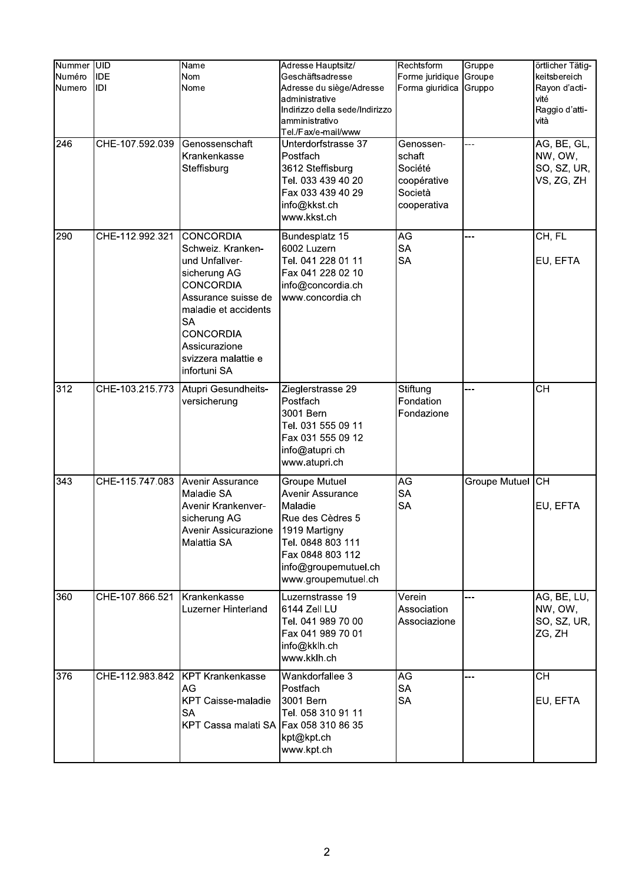| Nummer<br>Numéro<br>Numero | UID<br>IDE<br>IDI | Name<br>Nom<br>Nome | Adresse Hauptsitz/<br>Geschäftsadresse<br>Adresse du siège/Adresse administrative<br>Indirizzo della sede/Indirizzo amministrativo<br>Tel./Fax/e-mail/www | Rechtsform<br>Forme juridique<br>Forma giuridica | Gruppe<br>Groupe<br>Gruppo | örtlicher Tätigkeitsbereich<br>Rayon d'activité<br>Raggio d'attività |
|---|---|---|---|---|---|---|
| 246 | CHE-107.592.039 | Genossenschaft Krankenkasse Steffisburg | Unterdorfstrasse 37<br>Postfach<br>3612 Steffisburg<br>Tel. 033 439 40 20<br>Fax 033 439 40 29<br>info@kkst.ch<br>www.kkst.ch | Genossenschaft<br>Société coopérative<br>Società cooperativa | --- | AG, BE, GL, NW, OW, SO, SZ, UR, VS, ZG, ZH |
| 290 | CHE-112.992.321 | CONCORDIA Schweiz. Kranken- und Unfallversicherung AG<br>CONCORDIA Assurance suisse de maladie et accidents SA<br>CONCORDIA Assicurazione svizzera malattie e infortuni SA | Bundesplatz 15<br>6002 Luzern<br>Tel. 041 228 01 11<br>Fax 041 228 02 10<br>info@concordia.ch<br>www.concordia.ch | AG<br>SA<br>SA | --- | CH, FL<br><br>EU, EFTA |
| 312 | CHE-103.215.773 | Atupri Gesundheitsversicherung | Zieglerstrasse 29<br>Postfach<br>3001 Bern<br>Tel. 031 555 09 11<br>Fax 031 555 09 12<br>info@atupri.ch<br>www.atupri.ch | Stiftung<br>Fondation<br>Fondazione | --- | CH |
| 343 | CHE-115.747.083 | Avenir Assurance Maladie SA<br>Avenir Krankenversicherung AG<br>Avenir Assicurazione Malattia SA | Groupe Mutuel<br>Avenir Assurance Maladie<br>Rue des Cèdres 5<br>1919 Martigny<br>Tel. 0848 803 111<br>Fax 0848 803 112<br>info@groupemutuel.ch<br>www.groupemutuel.ch | AG<br>SA<br>SA | Groupe Mutuel | CH<br><br>EU, EFTA |
| 360 | CHE-107.866.521 | Krankenkasse Luzerner Hinterland | Luzernstrasse 19<br>6144 Zell LU<br>Tel. 041 989 70 00<br>Fax 041 989 70 01<br>info@kklh.ch<br>www.kklh.ch | Verein<br>Association<br>Associazione | --- | AG, BE, LU, NW, OW, SO, SZ, UR, ZG, ZH |
| 376 | CHE-112.983.842 | KPT Krankenkasse AG<br>KPT Caisse-maladie SA<br>KPT Cassa malati SA | Wankdorfallee 3<br>Postfach<br>3001 Bern<br>Tel. 058 310 91 11<br>Fax 058 310 86 35<br>kpt@kpt.ch<br>www.kpt.ch | AG<br>SA<br>SA | --- | CH<br><br>EU, EFTA |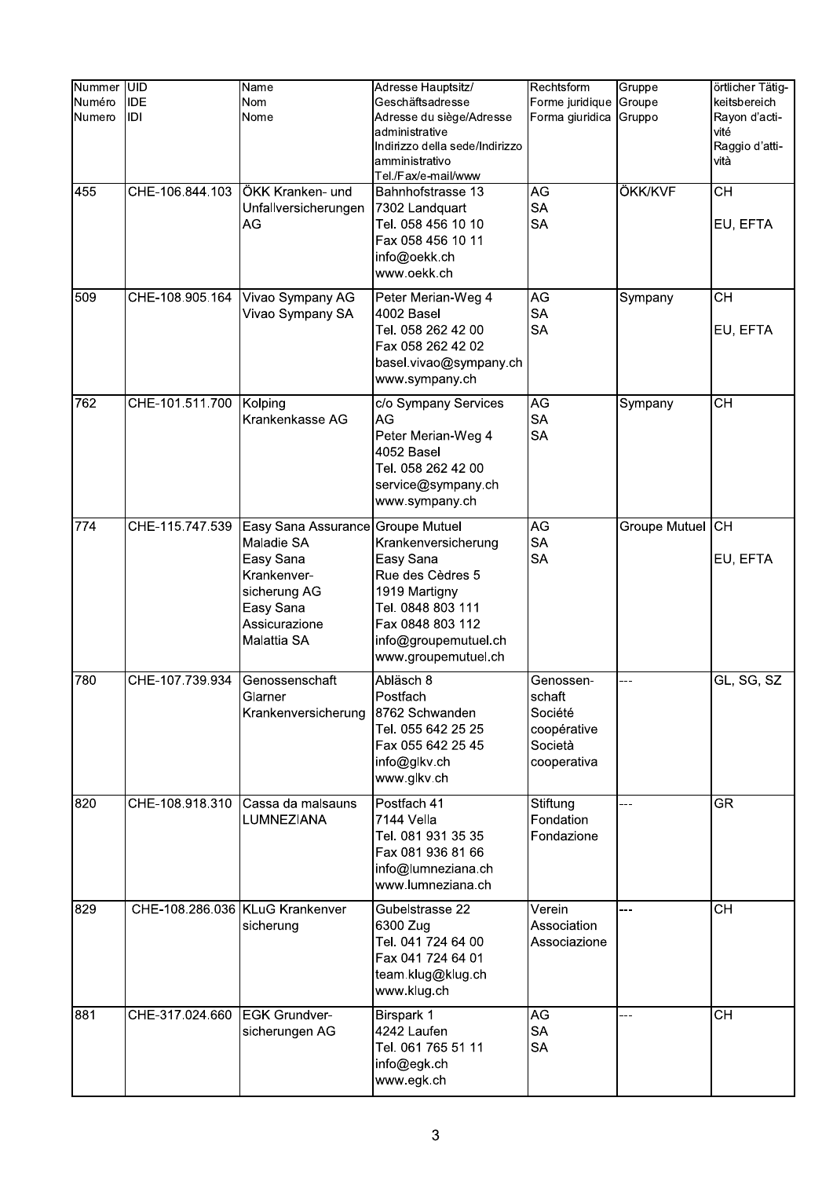| Nummer<br>Numéro<br>Numero | UID<br>IDE<br>IDI | Name<br>Nom<br>Nome | Adresse Hauptsitz/<br>Geschäftsadresse<br>Adresse du siège/Adresse administrative<br>Indirizzo della sede/Indirizzo amministrativo<br>Tel./Fax/e-mail/www | Rechtsform<br>Forme juridique<br>Forma giuridica | Gruppe<br>Groupe<br>Gruppo | örtlicher Tätig-keitsbereich<br>Rayon d'acti-vité<br>Raggio d'atti-vità |
|---|---|---|---|---|---|---|
| 455 | CHE-106.844.103 | ÖKK Kranken- und Unfallversicherungen AG | Bahnhofstrasse 13<br>7302 Landquart<br>Tel. 058 456 10 10<br>Fax 058 456 10 11<br>info@oekk.ch<br>www.oekk.ch | AG<br>SA<br>SA | ÖKK/KVF | CH<br><br>EU, EFTA |
| 509 | CHE-108.905.164 | Vivao Sympany AG<br>Vivao Sympany SA | Peter Merian-Weg 4<br>4002 Basel<br>Tel. 058 262 42 00<br>Fax 058 262 42 02<br>basel.vivao@sympany.ch<br>www.sympany.ch | AG<br>SA<br>SA | Sympany | CH<br><br>EU, EFTA |
| 762 | CHE-101.511.700 | Kolping Krankenkasse AG | c/o Sympany Services AG<br>Peter Merian-Weg 4<br>4052 Basel<br>Tel. 058 262 42 00<br>service@sympany.ch<br>www.sympany.ch | AG<br>SA<br>SA | Sympany | CH |
| 774 | CHE-115.747.539 | Easy Sana Assurance Maladie SA<br>Easy Sana Krankenversicherung AG<br>Easy Sana Assicurazione Malattia SA | Groupe Mutuel Krankenversicherung Easy Sana<br>Rue des Cèdres 5<br>1919 Martigny<br>Tel. 0848 803 111<br>Fax 0848 803 112<br>info@groupemutuel.ch<br>www.groupemutuel.ch | AG<br>SA<br>SA | Groupe Mutuel | CH<br><br>EU, EFTA |
| 780 | CHE-107.739.934 | Genossenschaft Glarner Krankenversicherung | Abläsch 8<br>Postfach<br>8762 Schwanden<br>Tel. 055 642 25 25<br>Fax 055 642 25 45<br>info@glkv.ch<br>www.glkv.ch | Genossenschaft<br>Société coopérative<br>Società cooperativa | --- | GL, SG, SZ |
| 820 | CHE-108.918.310 | Cassa da malsauns LUMNEZIANA | Postfach 41<br>7144 Vella<br>Tel. 081 931 35 35<br>Fax 081 936 81 66<br>info@lumneziana.ch<br>www.lumneziana.ch | Stiftung<br>Fondation<br>Fondazione | --- | GR |
| 829 | CHE-108.286.036 | KLuG Krankenversicherung | Gubelstrasse 22<br>6300 Zug<br>Tel. 041 724 64 00<br>Fax 041 724 64 01<br>team.klug@klug.ch<br>www.klug.ch | Verein<br>Association<br>Associazione | --- | CH |
| 881 | CHE-317.024.660 | EGK Grundversicherungen AG | Birspark 1<br>4242 Laufen<br>Tel. 061 765 51 11<br>info@egk.ch<br>www.egk.ch | AG<br>SA<br>SA | --- | CH |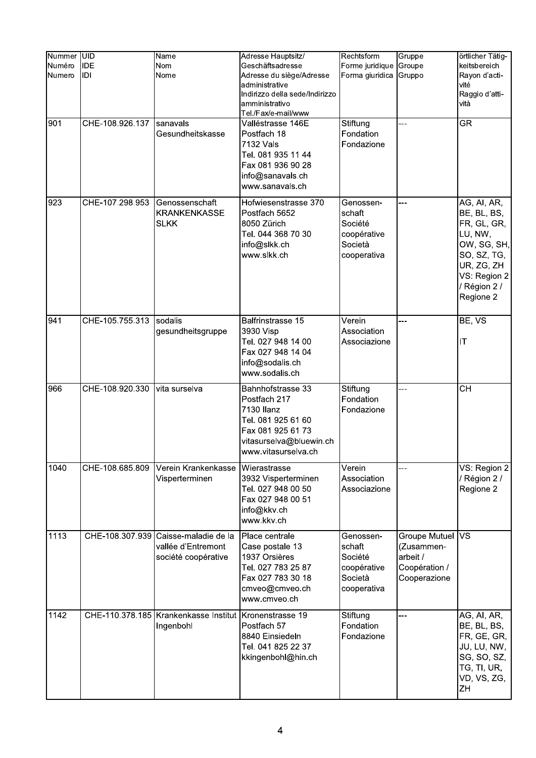| Nummer<br>Numéro<br>Numero | UID<br>IDE<br>IDI | Name<br>Nom<br>Nome | Adresse Hauptsitz/<br>Geschäftsadresse<br>Adresse du siège/Adresse administrative<br>Indirizzo della sede/Indirizzo amministrativo<br>Tel./Fax/e-mail/www | Rechtsform<br>Forme juridique<br>Forma giuridica | Gruppe<br>Groupe<br>Gruppo | örtlicher Tätigkeitsbereich<br>Rayon d'activité<br>Raggio d'attività |
|---|---|---|---|---|---|---|
| 901 | CHE-108.926.137 | sanavals Gesundheitskasse | Valléstrasse 146E<br>Postfach 18<br>7132 Vals<br>Tel. 081 935 11 44<br>Fax 081 936 90 28<br>info@sanavals.ch<br>www.sanavals.ch | Stiftung<br>Fondation<br>Fondazione | --- | GR |
| 923 | CHE-107.298.953 | Genossenschaft KRANKENKASSE SLKK | Hofwiesenstrasse 370<br>Postfach 5652<br>8050 Zürich<br>Tel. 044 368 70 30<br>info@slkk.ch<br>www.slkk.ch | Genossenschaft<br>Société coopérative<br>Società cooperativa | --- | AG, AI, AR, BE, BL, BS, FR, GL, GR, LU, NW, OW, SG, SH, SO, SZ, TG, UR, ZG, ZH<br>VS: Region 2 / Région 2 / Regione 2 |
| 941 | CHE-105.755.313 | sodalis gesundheitsgruppe | Balfrinstrasse 15<br>3930 Visp<br>Tel. 027 948 14 00<br>Fax 027 948 14 04<br>info@sodalis.ch<br>www.sodalis.ch | Verein<br>Association<br>Associazione | --- | BE, VS<br><br>IT |
| 966 | CHE-108.920.330 | vita surselva | Bahnhofstrasse 33<br>Postfach 217<br>7130 Ilanz<br>Tel. 081 925 61 60<br>Fax 081 925 61 73<br>vitasurselva@bluewin.ch<br>www.vitasurselva.ch | Stiftung<br>Fondation<br>Fondazione | --- | CH |
| 1040 | CHE-108.685.809 | Verein Krankenkasse Visperterminen | Wierastrasse<br>3932 Visperterminen<br>Tel. 027 948 00 50<br>Fax 027 948 00 51<br>info@kkv.ch<br>www.kkv.ch | Verein<br>Association<br>Associazione | --- | VS: Region 2 / Région 2 / Regione 2 |
| 1113 | CHE-108.307.939 | Caisse-maladie de la vallée d'Entremont société coopérative | Place centrale<br>Case postale 13<br>1937 Orsières<br>Tel. 027 783 25 87<br>Fax 027 783 30 18<br>cmveo@cmveo.ch<br>www.cmveo.ch | Genossenschaft<br>Société coopérative<br>Società cooperativa | Groupe Mutuel (Zusammenarbeit / Coopération / Cooperazione | VS |
| 1142 | CHE-110.378.185 | Krankenkasse Institut Ingenbohl | Kronenstrasse 19<br>Postfach 57<br>8840 Einsiedeln<br>Tel. 041 825 22 37<br>kkingenbohl@hin.ch | Stiftung<br>Fondation<br>Fondazione | --- | AG, AI, AR, BE, BL, BS, FR, GE, GR, JU, LU, NW, SG, SO, SZ, TG, TI, UR, VD, VS, ZG, ZH |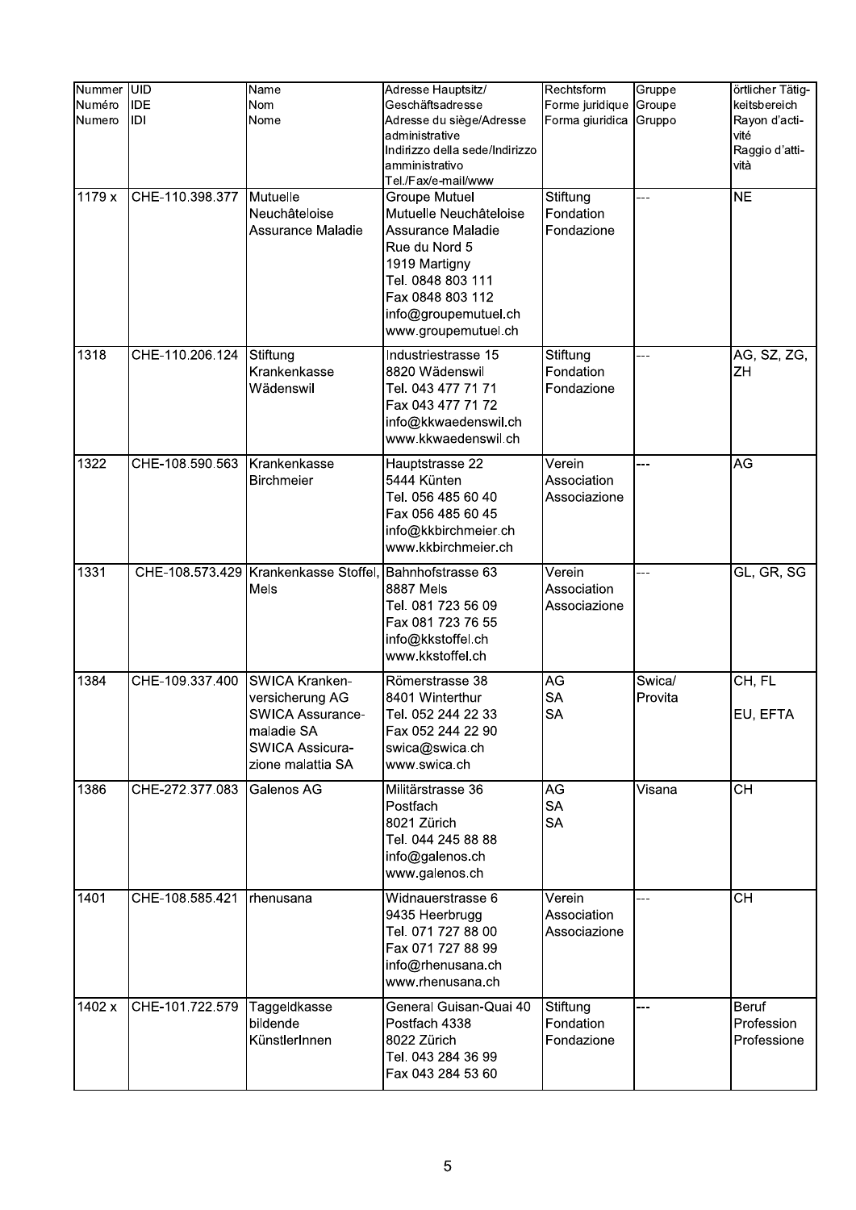| Nummer<br>Numéro<br>Numero | UID<br>IDE<br>IDI | Name<br>Nom<br>Nome | Adresse Hauptsitz/<br>Geschäftsadresse<br>Adresse du siège/Adresse administrative<br>Indirizzo della sede/Indirizzo amministrativo<br>Tel./Fax/e-mail/www | Rechtsform<br>Forme juridique<br>Forma giuridica | Gruppe<br>Groupe<br>Gruppo | örtlicher Tätigkeitsbereich<br>Rayon d'activité<br>Raggio d'attività |
|---|---|---|---|---|---|---|
| 1179 x | CHE-110.398.377 | Mutuelle Neuchâteloise Assurance Maladie | Groupe Mutuel<br>Mutuelle Neuchâteloise Assurance Maladie<br>Rue du Nord 5<br>1919 Martigny<br>Tel. 0848 803 111<br>Fax 0848 803 112<br>info@groupemutuel.ch<br>www.groupemutuel.ch | Stiftung<br>Fondation<br>Fondazione | --- | NE |
| 1318 | CHE-110.206.124 | Stiftung Krankenkasse Wädenswil | Industriestrasse 15<br>8820 Wädenswil<br>Tel. 043 477 71 71<br>Fax 043 477 71 72<br>info@kkwaedenswil.ch<br>www.kkwaedenswil.ch | Stiftung<br>Fondation<br>Fondazione | --- | AG, SZ, ZG, ZH |
| 1322 | CHE-108.590.563 | Krankenkasse Birchmeier | Hauptstrasse 22<br>5444 Künten<br>Tel. 056 485 60 40<br>Fax 056 485 60 45<br>info@kkbirchmeier.ch<br>www.kkbirchmeier.ch | Verein<br>Association<br>Associazione | --- | AG |
| 1331 | CHE-108.573.429 | Krankenkasse Stoffel, Mels | Bahnhofstrasse 63<br>8887 Mels<br>Tel. 081 723 56 09<br>Fax 081 723 76 55<br>info@kkstoffel.ch<br>www.kkstoffel.ch | Verein<br>Association<br>Associazione | --- | GL, GR, SG |
| 1384 | CHE-109.337.400 | SWICA Krankenversicherung AG<br>SWICA Assurance-maladie SA<br>SWICA Assicurazione malattia SA | Römerstrasse 38<br>8401 Winterthur<br>Tel. 052 244 22 33<br>Fax 052 244 22 90<br>swica@swica.ch<br>www.swica.ch | AG<br>SA<br>SA | Swica/<br>Provita | CH, FL<br><br>EU, EFTA |
| 1386 | CHE-272.377.083 | Galenos AG | Militärstrasse 36<br>Postfach<br>8021 Zürich<br>Tel. 044 245 88 88<br>info@galenos.ch<br>www.galenos.ch | AG<br>SA<br>SA | Visana | CH |
| 1401 | CHE-108.585.421 | rhenusana | Widnauerstrasse 6<br>9435 Heerbrugg<br>Tel. 071 727 88 00<br>Fax 071 727 88 99<br>info@rhenusana.ch<br>www.rhenusana.ch | Verein<br>Association<br>Associazione | --- | CH |
| 1402 x | CHE-101.722.579 | Taggeldkasse bildende KünstlerInnen | General Guisan-Quai 40<br>Postfach 4338<br>8022 Zürich<br>Tel. 043 284 36 99<br>Fax 043 284 53 60 | Stiftung<br>Fondation<br>Fondazione | --- | Beruf<br>Profession<br>Professione |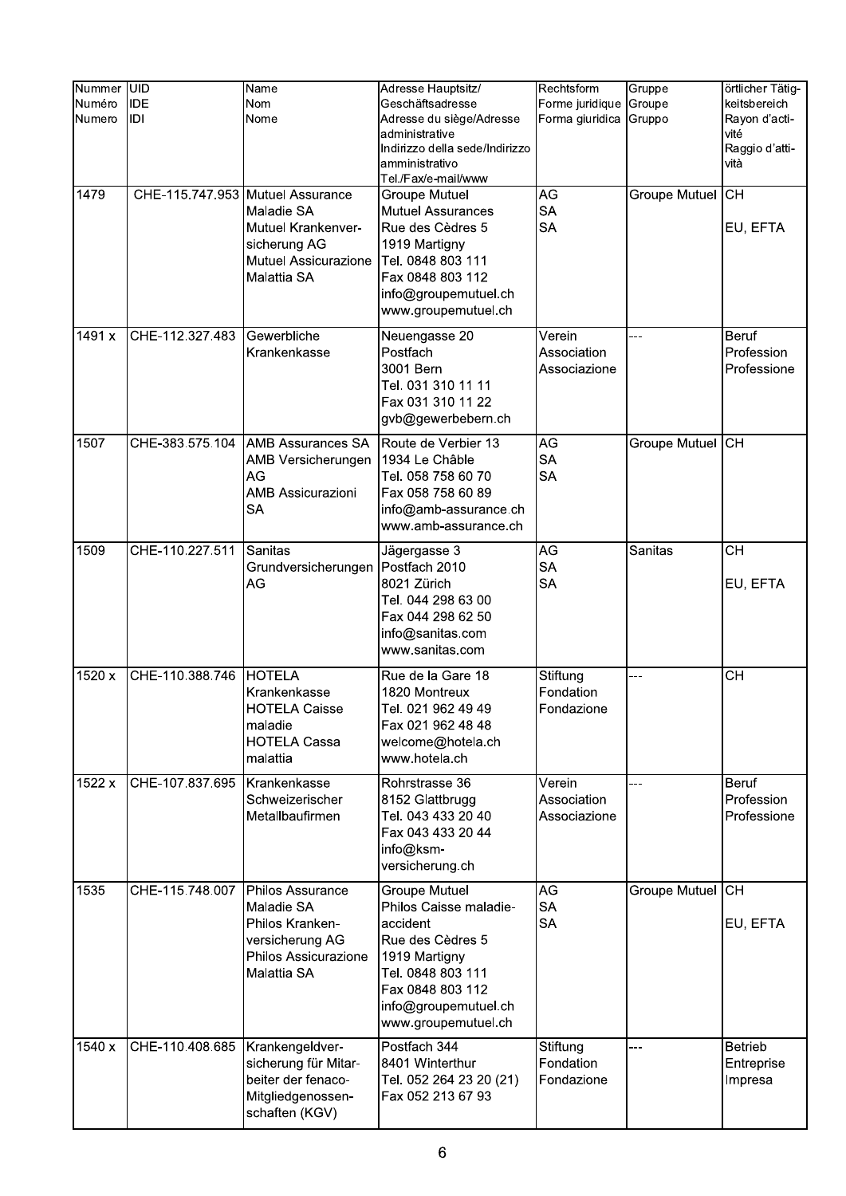| Nummer<br>Numéro<br>Numero | UID<br>IDE<br>IDI | Name<br>Nom<br>Nome | Adresse Hauptsitz/<br>Geschäftsadresse<br>Adresse du siège/Adresse administrative<br>Indirizzo della sede/Indirizzo amministrativo<br>Tel./Fax/e-mail/www | Rechtsform<br>Forme juridique<br>Forma giuridica | Gruppe<br>Groupe<br>Gruppo | örtlicher Tätigkeitsbereich<br>Rayon d'activité<br>Raggio d'attività |
|---|---|---|---|---|---|---|
| 1479 | CHE-115.747.953 | Mutuel Assurance Maladie SA<br>Mutuel Krankenversicherung AG<br>Mutuel Assicurazione Malattia SA | Groupe Mutuel<br>Mutuel Assurances<br>Rue des Cèdres 5<br>1919 Martigny<br>Tel. 0848 803 111<br>Fax 0848 803 112<br>info@groupemutuel.ch<br>www.groupemutuel.ch | AG<br>SA<br>SA | Groupe Mutuel | CH<br><br>EU, EFTA |
| 1491 x | CHE-112.327.483 | Gewerbliche Krankenkasse | Neuengasse 20<br>Postfach<br>3001 Bern<br>Tel. 031 310 11 11<br>Fax 031 310 11 22<br>gvb@gewerbebern.ch | Verein<br>Association<br>Associazione | --- | Beruf<br>Profession<br>Professione |
| 1507 | CHE-383.575.104 | AMB Assurances SA<br>AMB Versicherungen AG<br>AMB Assicurazioni SA | Route de Verbier 13<br>1934 Le Châble<br>Tel. 058 758 60 70<br>Fax 058 758 60 89<br>info@amb-assurance.ch<br>www.amb-assurance.ch | AG<br>SA<br>SA | Groupe Mutuel | CH |
| 1509 | CHE-110.227.511 | Sanitas Grundversicherungen AG | Jägergasse 3<br>Postfach 2010<br>8021 Zürich<br>Tel. 044 298 63 00<br>Fax 044 298 62 50<br>info@sanitas.com<br>www.sanitas.com | AG<br>SA<br>SA | Sanitas | CH<br><br>EU, EFTA |
| 1520 x | CHE-110.388.746 | HOTELA Krankenkasse<br>HOTELA Caisse maladie<br>HOTELA Cassa malattia | Rue de la Gare 18<br>1820 Montreux<br>Tel. 021 962 49 49<br>Fax 021 962 48 48<br>welcome@hotela.ch<br>www.hotela.ch | Stiftung<br>Fondation<br>Fondazione | --- | CH |
| 1522 x | CHE-107.837.695 | Krankenkasse Schweizerischer Metallbaufirmen | Rohrstrasse 36<br>8152 Glattbrugg<br>Tel. 043 433 20 40<br>Fax 043 433 20 44<br>info@ksm-versicherung.ch | Verein<br>Association<br>Associazione | --- | Beruf<br>Profession<br>Professione |
| 1535 | CHE-115.748.007 | Philos Assurance Maladie SA<br>Philos Krankenversicherung AG<br>Philos Assicurazione Malattia SA | Groupe Mutuel<br>Philos Caisse maladie-accident<br>Rue des Cèdres 5<br>1919 Martigny<br>Tel. 0848 803 111<br>Fax 0848 803 112<br>info@groupemutuel.ch<br>www.groupemutuel.ch | AG<br>SA<br>SA | Groupe Mutuel | CH<br><br>EU, EFTA |
| 1540 x | CHE-110.408.685 | Krankengeldversicherung für Mitarbeiter der fenaco-Mitgliedgenossenschaften (KGV) | Postfach 344<br>8401 Winterthur<br>Tel. 052 264 23 20 (21)<br>Fax 052 213 67 93 | Stiftung<br>Fondation<br>Fondazione | --- | Betrieb<br>Entreprise<br>Impresa |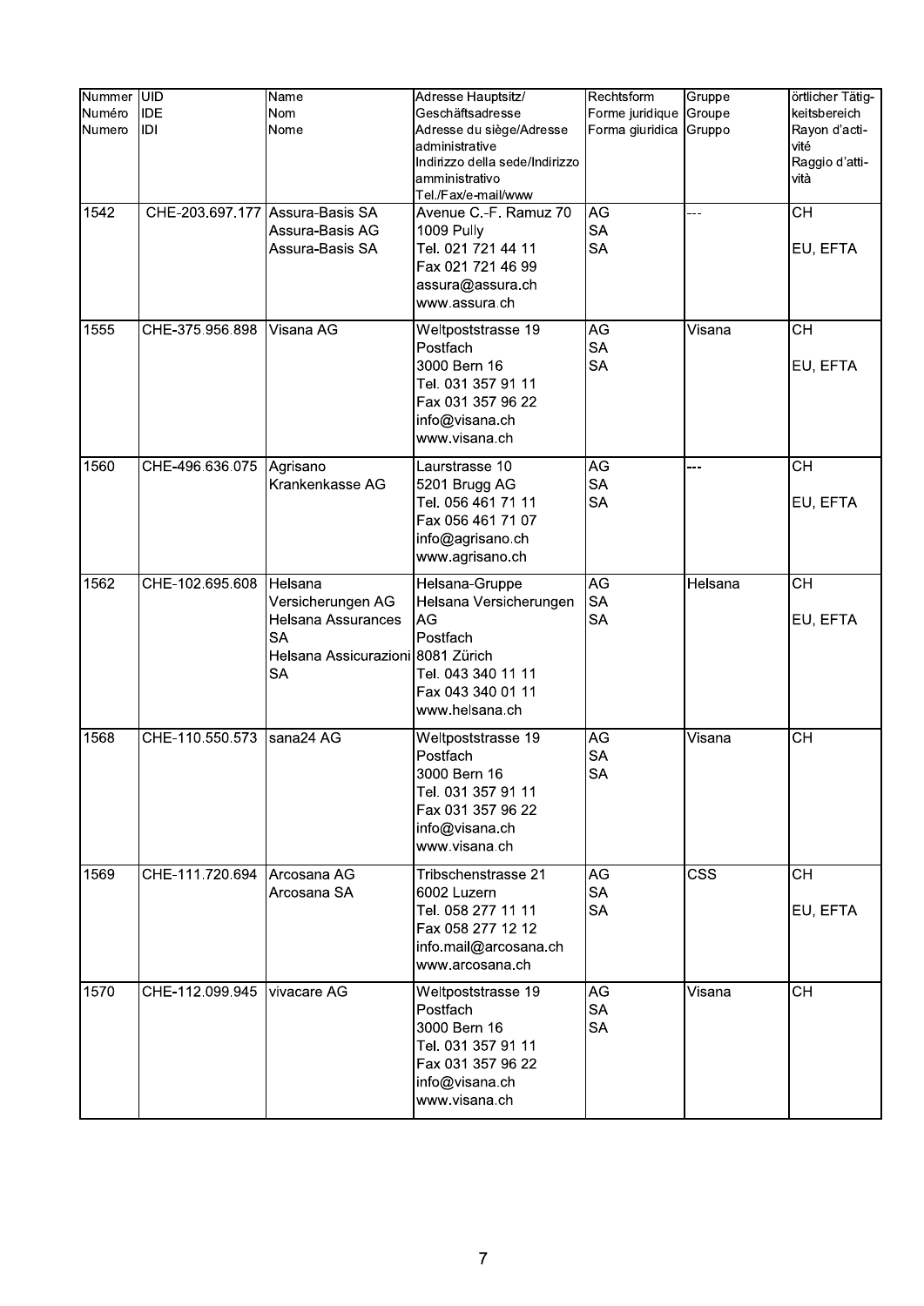| Nummer<br>Numéro<br>Numero | UID<br>IDE<br>IDI | Name<br>Nom<br>Nome | Adresse Hauptsitz/<br>Geschäftsadresse<br>Adresse du siège/Adresse administrative<br>Indirizzo della sede/Indirizzo amministrativo<br>Tel./Fax/e-mail/www | Rechtsform<br>Forme juridique<br>Forma giuridica | Gruppe<br>Groupe<br>Gruppo | örtlicher Tätigkeitsbereich<br>Rayon d'activité<br>Raggio d'attività |
|---|---|---|---|---|---|---|
| 1542 | CHE-203.697.177 | Assura-Basis SA<br>Assura-Basis AG<br>Assura-Basis SA | Avenue C.-F. Ramuz 70<br>1009 Pully<br>Tel. 021 721 44 11<br>Fax 021 721 46 99<br>assura@assura.ch<br>www.assura.ch | AG<br>SA<br>SA | --- | CH<br><br>EU, EFTA |
| 1555 | CHE-375.956.898 | Visana AG | Weltpoststrasse 19<br>Postfach<br>3000 Bern 16<br>Tel. 031 357 91 11<br>Fax 031 357 96 22<br>info@visana.ch<br>www.visana.ch | AG<br>SA<br>SA | Visana | CH<br><br>EU, EFTA |
| 1560 | CHE-496.636.075 | Agrisano Krankenkasse AG | Laurstrasse 10<br>5201 Brugg AG<br>Tel. 056 461 71 11<br>Fax 056 461 71 07<br>info@agrisano.ch<br>www.agrisano.ch | AG<br>SA<br>SA | --- | CH<br><br>EU, EFTA |
| 1562 | CHE-102.695.608 | Helsana Versicherungen AG<br>Helsana Assurances SA<br>Helsana Assicurazioni SA | Helsana-Gruppe<br>Helsana Versicherungen AG<br>Postfach<br>8081 Zürich<br>Tel. 043 340 11 11<br>Fax 043 340 01 11<br>www.helsana.ch | AG<br>SA<br>SA | Helsana | CH<br><br>EU, EFTA |
| 1568 | CHE-110.550.573 | sana24 AG | Weltpoststrasse 19<br>Postfach<br>3000 Bern 16<br>Tel. 031 357 91 11<br>Fax 031 357 96 22<br>info@visana.ch<br>www.visana.ch | AG<br>SA<br>SA | Visana | CH |
| 1569 | CHE-111.720.694 | Arcosana AG<br>Arcosana SA | Tribschenstrasse 21<br>6002 Luzern<br>Tel. 058 277 11 11<br>Fax 058 277 12 12<br>info.mail@arcosana.ch<br>www.arcosana.ch | AG<br>SA<br>SA | CSS | CH<br><br>EU, EFTA |
| 1570 | CHE-112.099.945 | vivacare AG | Weltpoststrasse 19<br>Postfach<br>3000 Bern 16<br>Tel. 031 357 91 11<br>Fax 031 357 96 22<br>info@visana.ch<br>www.visana.ch | AG<br>SA<br>SA | Visana | CH |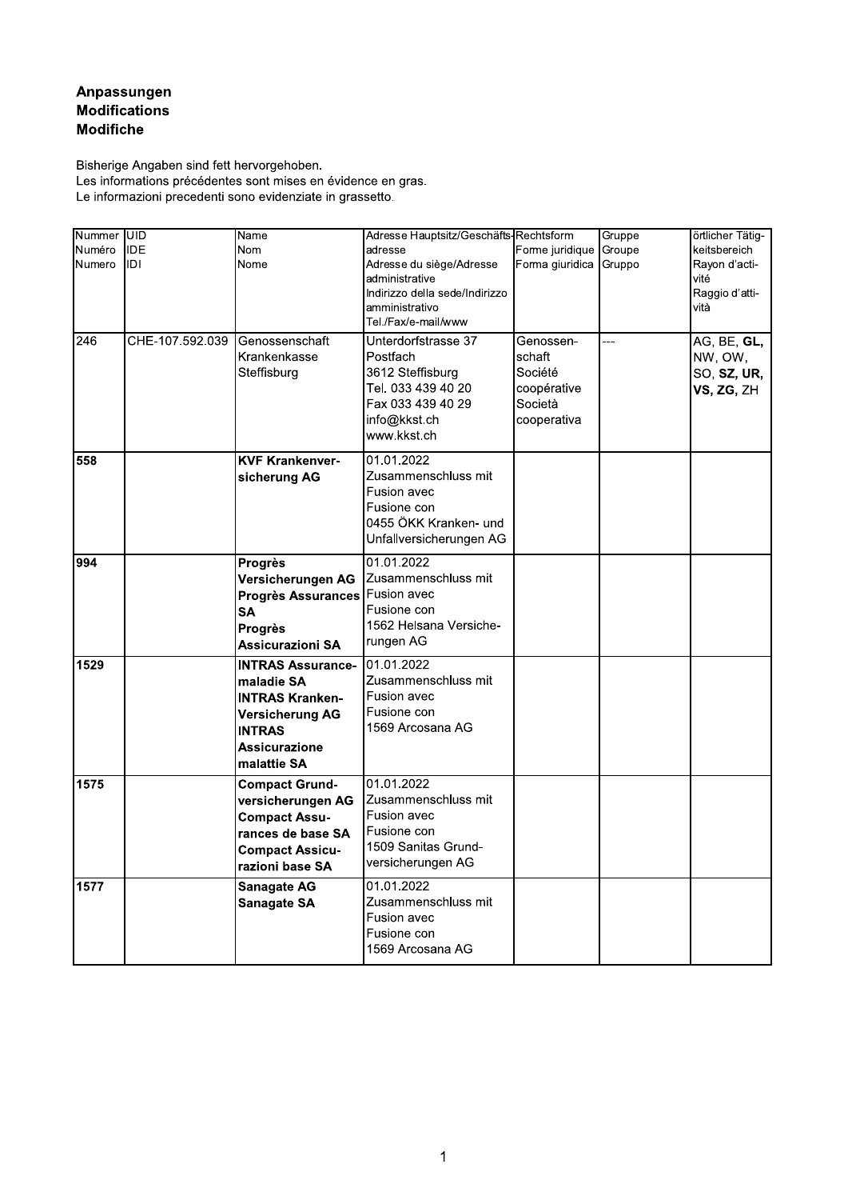**Anpassungen**
**Modifications**
**Modifiche**

Bisherige Angaben sind fett hervorgehoben.
Les informations précédentes sont mises en évidence en gras.
Le informazioni precedenti sono evidenziate in grassetto.

| Nummer Numéro Numero | UID IDE IDI | Name Nom Nome | Adresse Hauptsitz/Geschäftsadresse Adresse du siège/Adresse administrative Indirizzo della sede/Indirizzo amministrativo Tel./Fax/e-mail/www | Rechtsform Forme juridique Forma giuridica | Gruppe Groupe Gruppo | örtlicher Tätigkeitsbereich Rayon d'activité Raggio d'attività |
|---|---|---|---|---|---|---|
| 246 | CHE-107.592.039 | Genossenschaft Krankenkasse Steffisburg | Unterdorfstrasse 37 Postfach 3612 Steffisburg Tel. 033 439 40 20 Fax 033 439 40 29 info@kkst.ch www.kkst.ch | Genossenschaft Société coopérative Società cooperativa | --- | AG, BE, **GL,** NW, OW, SO, **SZ, UR, VS, ZG,** ZH |
| **558** | | **KVF Krankenversicherung AG** | 01.01.2022 Zusammenschluss mit Fusion avec Fusione con 0455 ÖKK Kranken- und Unfallversicherungen AG | | | |
| **994** | | **Progrès Versicherungen AG Progrès Assurances SA Progrès Assicurazioni SA** | 01.01.2022 Zusammenschluss mit Fusion avec Fusione con 1562 Helsana Versicherungen AG | | | |
| **1529** | | **INTRAS Assurance-maladie SA INTRAS Kranken-Versicherung AG INTRAS Assicurazione malattie SA** | 01.01.2022 Zusammenschluss mit Fusion avec Fusione con 1569 Arcosana AG | | | |
| **1575** | | **Compact Grundversicherungen AG Compact Assurances de base SA Compact Assicurazioni base SA** | 01.01.2022 Zusammenschluss mit Fusion avec Fusione con 1509 Sanitas Grundversicherungen AG | | | |
| **1577** | | **Sanagate AG Sanagate SA** | 01.01.2022 Zusammenschluss mit Fusion avec Fusione con 1569 Arcosana AG | | | |